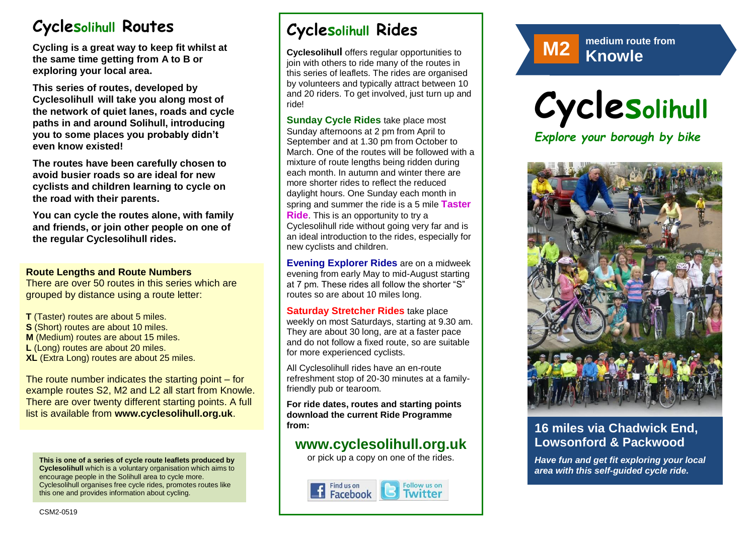# Cyclesolihull Routes

**Cycling is a great way to keep fit whilst at the same time getting from A to B or exploring your local area.**

**This series of routes, developed by Cyclesolihull will take you along most of the network of quiet lanes, roads and cycle paths in and around Solihull, introducing you to some places you probably didn't even know existed!**

**The routes have been carefully chosen to avoid busier roads so are ideal for new cyclists and children learning to cycle on the road with their parents.**

**You can cycle the routes alone, with family and friends, or join other people on one of the regular Cyclesolihull rides.**

### Route Lengths and Route Numbers

There are over 50 routes in this series which are grouped by distance using a route letter:

**T** (Taster) routes are about 5 miles.
**S** (Short) routes are about 10 miles.
**M** (Medium) routes are about 15 miles.
**L** (Long) routes are about 20 miles.
**XL** (Extra Long) routes are about 25 miles.

The route number indicates the starting point – for example routes S2, M2 and L2 all start from Knowle. There are over twenty different starting points. A full list is available from **www.cyclesolihull.org.uk**.

**This is one of a series of cycle route leaflets produced by Cyclesolihull** which is a voluntary organisation which aims to encourage people in the Solihull area to cycle more. Cyclesolihull organises free cycle rides, promotes routes like this one and provides information about cycling.

CSM2-0519

# Cyclesolihull Rides

**Cyclesolihull** offers regular opportunities to join with others to ride many of the routes in this series of leaflets. The rides are organised by volunteers and typically attract between 10 and 20 riders. To get involved, just turn up and ride!

**Sunday Cycle Rides** take place most Sunday afternoons at 2 pm from April to September and at 1.30 pm from October to March. One of the routes will be followed with a mixture of route lengths being ridden during each month. In autumn and winter there are more shorter rides to reflect the reduced daylight hours. One Sunday each month in spring and summer the ride is a 5 mile **Taster Ride**. This is an opportunity to try a Cyclesolihull ride without going very far and is an ideal introduction to the rides, especially for new cyclists and children.

**Evening Explorer Rides** are on a midweek evening from early May to mid-August starting at 7 pm. These rides all follow the shorter "S" routes so are about 10 miles long.

**Saturday Stretcher Rides** take place weekly on most Saturdays, starting at 9.30 am. They are about 30 long, are at a faster pace and do not follow a fixed route, so are suitable for more experienced cyclists.

All Cyclesolihull rides have an en-route refreshment stop of 20-30 minutes at a family-friendly pub or tearoom.

**For ride dates, routes and starting points download the current Ride Programme from:**

## www.cyclesolihull.org.uk

or pick up a copy on one of the rides.

Find us on Facebook | Follow us on Twitter

**M2** medium route from **Knowle**

# Cyclesolihull

*Explore your borough by bike*

## 16 miles via Chadwick End, Lowsonford & Packwood

***Have fun and get fit exploring your local area with this self-guided cycle ride.***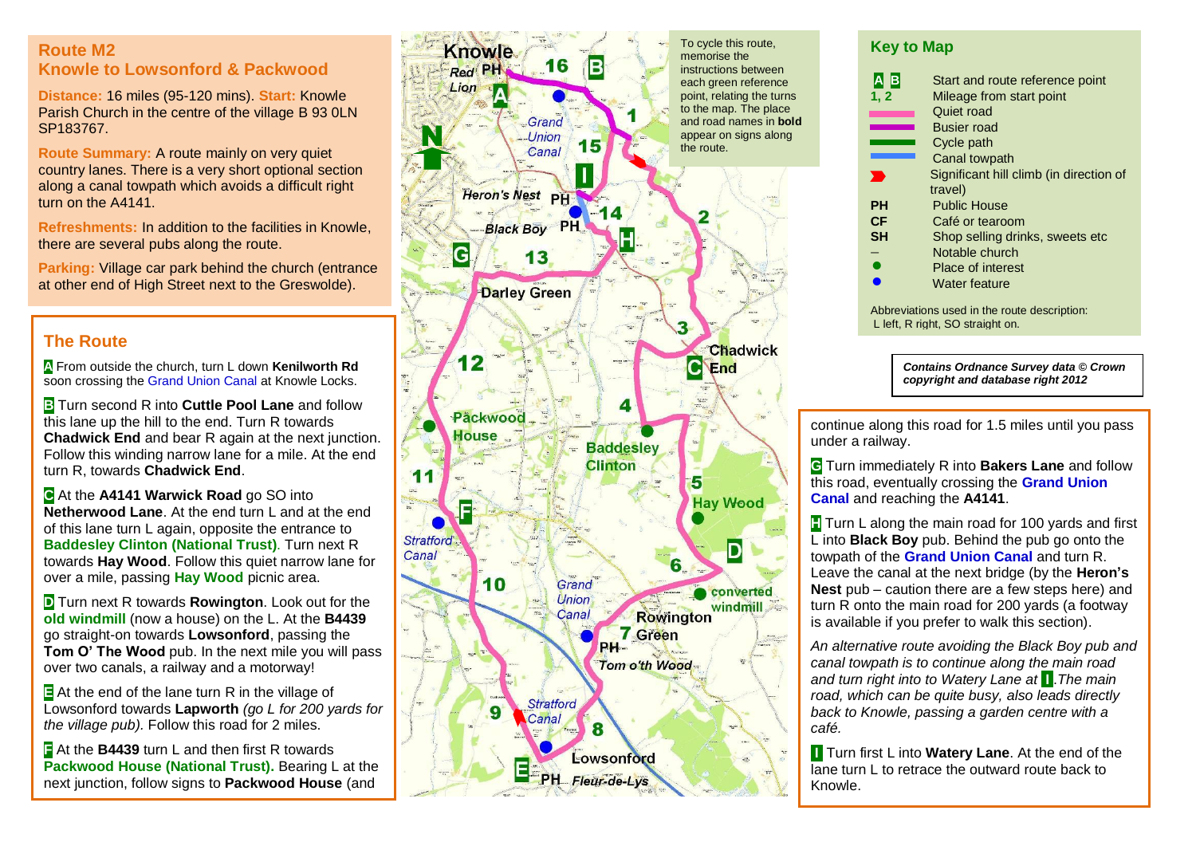## Route M2
## Knowle to Lowsonford & Packwood

**Distance:** 16 miles (95-120 mins). **Start:** Knowle Parish Church in the centre of the village B 93 0LN SP183767.

**Route Summary:** A route mainly on very quiet country lanes. There is a very short optional section along a canal towpath which avoids a difficult right turn on the A4141.

**Refreshments:** In addition to the facilities in Knowle, there are several pubs along the route.

**Parking:** Village car park behind the church (entrance at other end of High Street next to the Greswolde).

## The Route

**A** From outside the church, turn L down **Kenilworth Rd** soon crossing the Grand Union Canal at Knowle Locks.

**B** Turn second R into **Cuttle Pool Lane** and follow this lane up the hill to the end. Turn R towards **Chadwick End** and bear R again at the next junction. Follow this winding narrow lane for a mile. At the end turn R, towards **Chadwick End**.

**C** At the **A4141 Warwick Road** go SO into **Netherwood Lane**. At the end turn L and at the end of this lane turn L again, opposite the entrance to **Baddesley Clinton (National Trust)**. Turn next R towards **Hay Wood**. Follow this quiet narrow lane for over a mile, passing **Hay Wood** picnic area.

**D** Turn next R towards **Rowington**. Look out for the **old windmill** (now a house) on the L. At the **B4439** go straight-on towards **Lowsonford**, passing the **Tom O' The Wood** pub. In the next mile you will pass over two canals, a railway and a motorway!

**E** At the end of the lane turn R in the village of Lowsonford towards **Lapworth** *(go L for 200 yards for the village pub)*. Follow this road for 2 miles.

**F** At the **B4439** turn L and then first R towards **Packwood House (National Trust).** Bearing L at the next junction, follow signs to **Packwood House** (and continue along this road for 1.5 miles until you pass under a railway.

**G** Turn immediately R into **Bakers Lane** and follow this road, eventually crossing the **Grand Union Canal** and reaching the **A4141**.

**H** Turn L along the main road for 100 yards and first L into **Black Boy** pub. Behind the pub go onto the towpath of the **Grand Union Canal** and turn R. Leave the canal at the next bridge (by the **Heron's Nest** pub – caution there are a few steps here) and turn R onto the main road for 200 yards (a footway is available if you prefer to walk this section).

*An alternative route avoiding the Black Boy pub and canal towpath is to continue along the main road and turn right into to Watery Lane at **I**.The main road, which can be quite busy, also leads directly back to Knowle, passing a garden centre with a café.*

**I** Turn first L into **Watery Lane**. At the end of the lane turn L to retrace the outward route back to Knowle.

To cycle this route, memorise the instructions between each green reference point, relating the turns to the map. The place and road names in **bold** appear on signs along the route.

Knowle
Red Lion PH
16
B
A
Grand Union Canal
1
15
I
Heron's Nest PH
14
Black Boy PH
H
2
G
13
Darley Green
3
Chadwick End
C
12
4
Packwood House
Baddesley Clinton
11
5
Hay Wood
F
Stratford Canal
D
6
10
Grand Union Canal
converted windmill
Rowington Green
7
PH
Tom o'th Wood
Stratford Canal
9
8
Lowsonford
E
PH
Fleur-de-Lys
N

### Key to Map

- A B — Start and route reference point
- 1, 2 — Mileage from start point
- Quiet road
- Busier road
- Cycle path
- Canal towpath
- Significant hill climb (in direction of travel)
- PH — Public House
- CF — Café or tearoom
- SH — Shop selling drinks, sweets etc
- Notable church
- Place of interest
- Water feature

Abbreviations used in the route description: L left, R right, SO straight on.

***Contains Ordnance Survey data © Crown copyright and database right 2012***